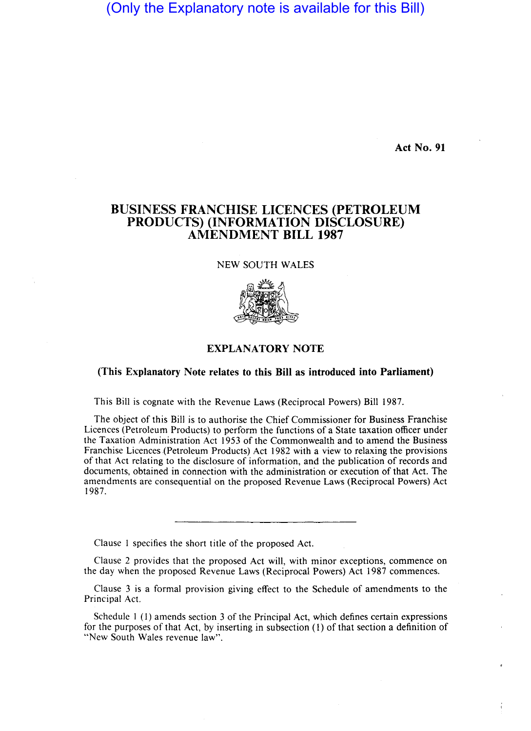(Only the Explanatory note is available for this Bill)

**Act No. 91**

# BUSINESS FRANCHISE LICENCES (PETROLEUM PRODUCTS) (INFORMATION DISCLOSURE) AMENDMENT BILL 1987

NEW SOUTH WALES

## EXPLANATORY NOTE

**(This Explanatory Note relates to this Bill as introduced into Parliament)**

This Bill is cognate with the Revenue Laws (Reciprocal Powers) Bill 1987.

The object of this Bill is to authorise the Chief Commissioner for Business Franchise Licences (Petroleum Products) to perform the functions of a State taxation officer under the Taxation Administration Act 1953 of the Commonwealth and to amend the Business Franchise Licences (Petroleum Products) Act 1982 with a view to relaxing the provisions of that Act relating to the disclosure of information, and the publication of records and documents, obtained in connection with the administration or execution of that Act. The amendments are consequential on the proposed Revenue Laws (Reciprocal Powers) Act 1987.

---

Clause 1 specifies the short title of the proposed Act.

Clause 2 provides that the proposed Act will, with minor exceptions, commence on the day when the proposed Revenue Laws (Reciprocal Powers) Act 1987 commences.

Clause 3 is a formal provision giving effect to the Schedule of amendments to the Principal Act.

Schedule 1 (1) amends section 3 of the Principal Act, which defines certain expressions for the purposes of that Act, by inserting in subsection (1) of that section a definition of "New South Wales revenue law".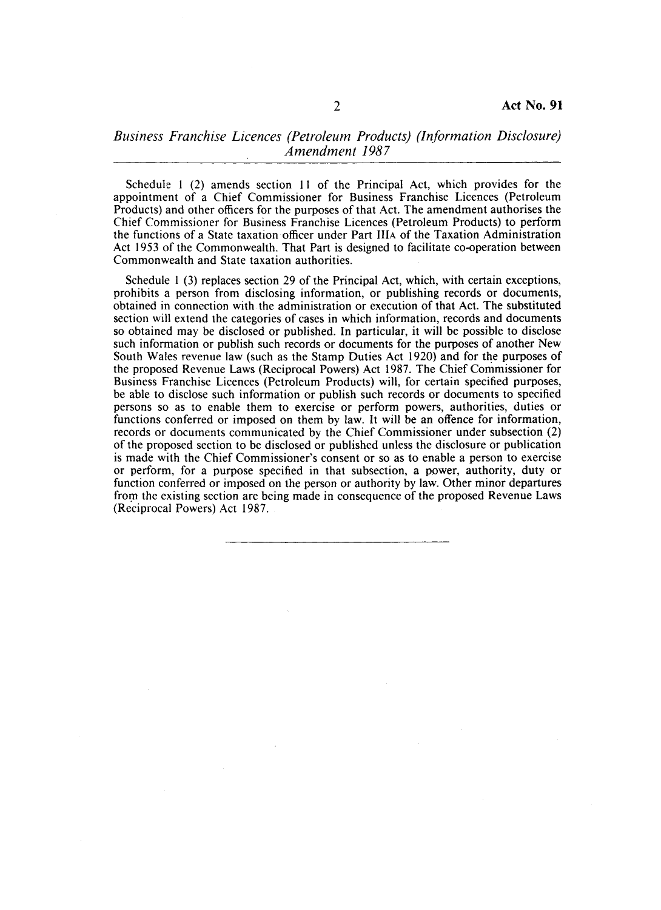Schedule 1 (2) amends section 11 of the Principal Act, which provides for the appointment of a Chief Commissioner for Business Franchise Licences (Petroleum Products) and other officers for the purposes of that Act. The amendment authorises the Chief Commissioner for Business Franchise Licences (Petroleum Products) to perform the functions of a State taxation officer under Part IIIA of the Taxation Administration Act 1953 of the Commonwealth. That Part is designed to facilitate co-operation between Commonwealth and State taxation authorities.

Schedule 1 (3) replaces section 29 of the Principal Act, which, with certain exceptions, prohibits a person from disclosing information, or publishing records or documents, obtained in connection with the administration or execution of that Act. The substituted section will extend the categories of cases in which information, records and documents so obtained may be disclosed or published. In particular, it will be possible to disclose such information or publish such records or documents for the purposes of another New South Wales revenue law (such as the Stamp Duties Act 1920) and for the purposes of the proposed Revenue Laws (Reciprocal Powers) Act 1987. The Chief Commissioner for Business Franchise Licences (Petroleum Products) will, for certain specified purposes, be able to disclose such information or publish such records or documents to specified persons so as to enable them to exercise or perform powers, authorities, duties or functions conferred or imposed on them by law. It will be an offence for information, records or documents communicated by the Chief Commissioner under subsection (2) of the proposed section to be disclosed or published unless the disclosure or publication is made with the Chief Commissioner's consent or so as to enable a person to exercise or perform, for a purpose specified in that subsection, a power, authority, duty or function conferred or imposed on the person or authority by law. Other minor departures from the existing section are being made in consequence of the proposed Revenue Laws (Reciprocal Powers) Act 1987.